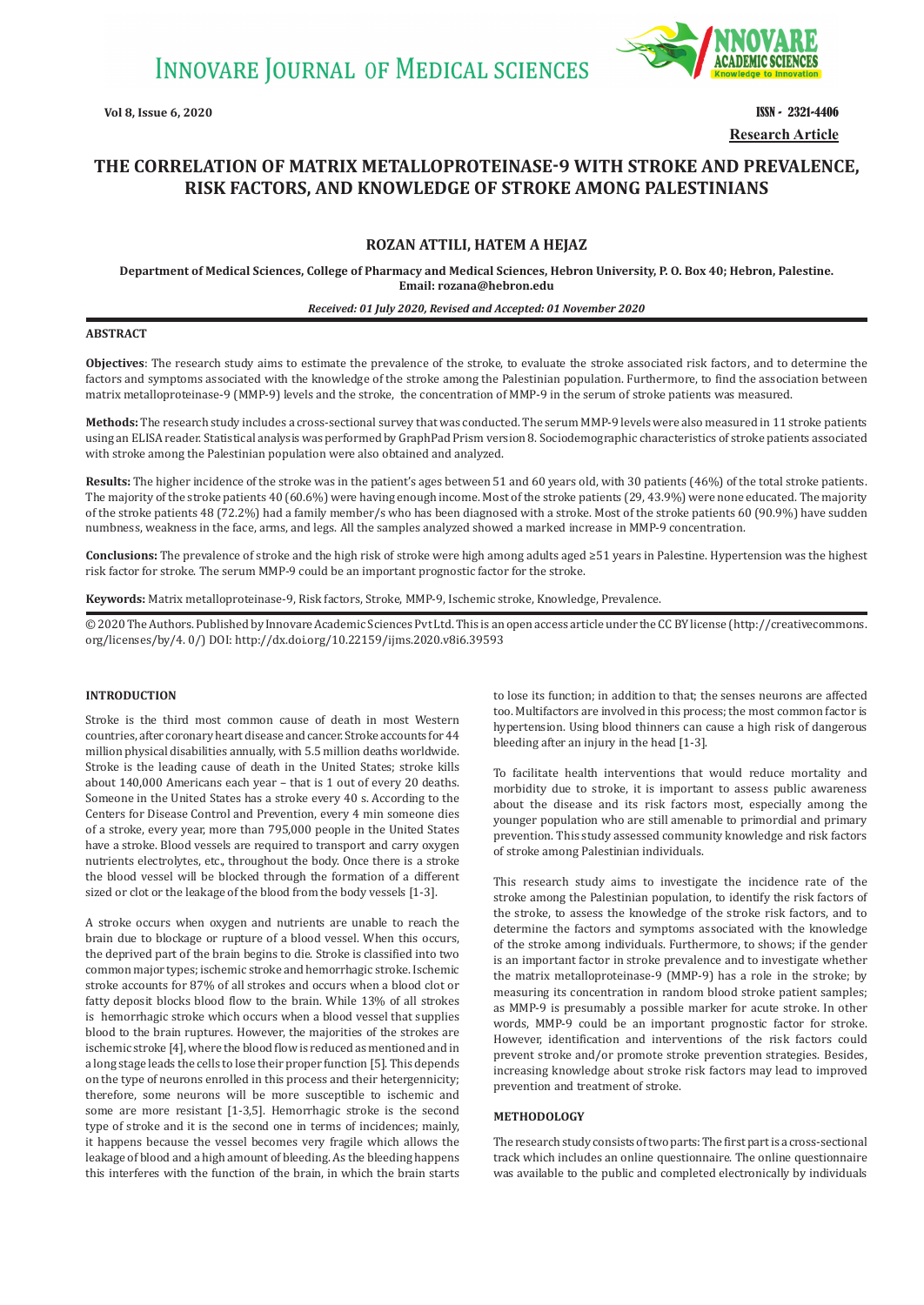# THE CORRELATION OF MATRIX METALLOPROTEINASE-9 WITH STROKE AND PREVALENCE, RISK FACTORS, AND KNOWLEDGE OF STROKE AMONG PALESTINIANS

**ROZAN ATTILI, HATEM A HEJAZ**

**Department of Medical Sciences, College of Pharmacy and Medical Sciences, Hebron University, P. O. Box 40; Hebron, Palestine. Email: rozana@hebron.edu**

***Received: 01 July 2020, Revised and Accepted: 01 November 2020***

## ABSTRACT

**Objectives**: The research study aims to estimate the prevalence of the stroke, to evaluate the stroke associated risk factors, and to determine the factors and symptoms associated with the knowledge of the stroke among the Palestinian population. Furthermore, to find the association between matrix metalloproteinase-9 (MMP-9) levels and the stroke, the concentration of MMP-9 in the serum of stroke patients was measured.

**Methods:** The research study includes a cross-sectional survey that was conducted. The serum MMP-9 levels were also measured in 11 stroke patients using an ELISA reader. Statistical analysis was performed by GraphPad Prism version 8. Sociodemographic characteristics of stroke patients associated with stroke among the Palestinian population were also obtained and analyzed.

**Results:** The higher incidence of the stroke was in the patient's ages between 51 and 60 years old, with 30 patients (46%) of the total stroke patients. The majority of the stroke patients 40 (60.6%) were having enough income. Most of the stroke patients (29, 43.9%) were none educated. The majority of the stroke patients 48 (72.2%) had a family member/s who has been diagnosed with a stroke. Most of the stroke patients 60 (90.9%) have sudden numbness, weakness in the face, arms, and legs. All the samples analyzed showed a marked increase in MMP-9 concentration.

**Conclusions:** The prevalence of stroke and the high risk of stroke were high among adults aged ≥51 years in Palestine. Hypertension was the highest risk factor for stroke. The serum MMP-9 could be an important prognostic factor for the stroke.

**Keywords:** Matrix metalloproteinase-9, Risk factors, Stroke, MMP-9, Ischemic stroke, Knowledge, Prevalence.

© 2020 The Authors. Published by Innovare Academic Sciences Pvt Ltd. This is an open access article under the CC BY license (http://creativecommons.org/licenses/by/4. 0/) DOI: http://dx.doi.org/10.22159/ijms.2020.v8i6.39593

## INTRODUCTION

Stroke is the third most common cause of death in most Western countries, after coronary heart disease and cancer. Stroke accounts for 44 million physical disabilities annually, with 5.5 million deaths worldwide. Stroke is the leading cause of death in the United States; stroke kills about 140,000 Americans each year – that is 1 out of every 20 deaths. Someone in the United States has a stroke every 40 s. According to the Centers for Disease Control and Prevention, every 4 min someone dies of a stroke, every year, more than 795,000 people in the United States have a stroke. Blood vessels are required to transport and carry oxygen nutrients electrolytes, etc., throughout the body. Once there is a stroke the blood vessel will be blocked through the formation of a different sized or clot or the leakage of the blood from the body vessels [1-3].

A stroke occurs when oxygen and nutrients are unable to reach the brain due to blockage or rupture of a blood vessel. When this occurs, the deprived part of the brain begins to die. Stroke is classified into two common major types; ischemic stroke and hemorrhagic stroke. Ischemic stroke accounts for 87% of all strokes and occurs when a blood clot or fatty deposit blocks blood flow to the brain. While 13% of all strokes is hemorrhagic stroke which occurs when a blood vessel that supplies blood to the brain ruptures. However, the majorities of the strokes are ischemic stroke [4], where the blood flow is reduced as mentioned and in a long stage leads the cells to lose their proper function [5]. This depends on the type of neurons enrolled in this process and their hetergennicity; therefore, some neurons will be more susceptible to ischemic and some are more resistant [1-3,5]. Hemorrhagic stroke is the second type of stroke and it is the second one in terms of incidences; mainly, it happens because the vessel becomes very fragile which allows the leakage of blood and a high amount of bleeding. As the bleeding happens this interferes with the function of the brain, in which the brain starts to lose its function; in addition to that; the senses neurons are affected too. Multifactors are involved in this process; the most common factor is hypertension. Using blood thinners can cause a high risk of dangerous bleeding after an injury in the head [1-3].

To facilitate health interventions that would reduce mortality and morbidity due to stroke, it is important to assess public awareness about the disease and its risk factors most, especially among the younger population who are still amenable to primordial and primary prevention. This study assessed community knowledge and risk factors of stroke among Palestinian individuals.

This research study aims to investigate the incidence rate of the stroke among the Palestinian population, to identify the risk factors of the stroke, to assess the knowledge of the stroke risk factors, and to determine the factors and symptoms associated with the knowledge of the stroke among individuals. Furthermore, to shows; if the gender is an important factor in stroke prevalence and to investigate whether the matrix metalloproteinase-9 (MMP-9) has a role in the stroke; by measuring its concentration in random blood stroke patient samples; as MMP-9 is presumably a possible marker for acute stroke. In other words, MMP-9 could be an important prognostic factor for stroke. However, identification and interventions of the risk factors could prevent stroke and/or promote stroke prevention strategies. Besides, increasing knowledge about stroke risk factors may lead to improved prevention and treatment of stroke.

## METHODOLOGY

The research study consists of two parts: The first part is a cross-sectional track which includes an online questionnaire. The online questionnaire was available to the public and completed electronically by individuals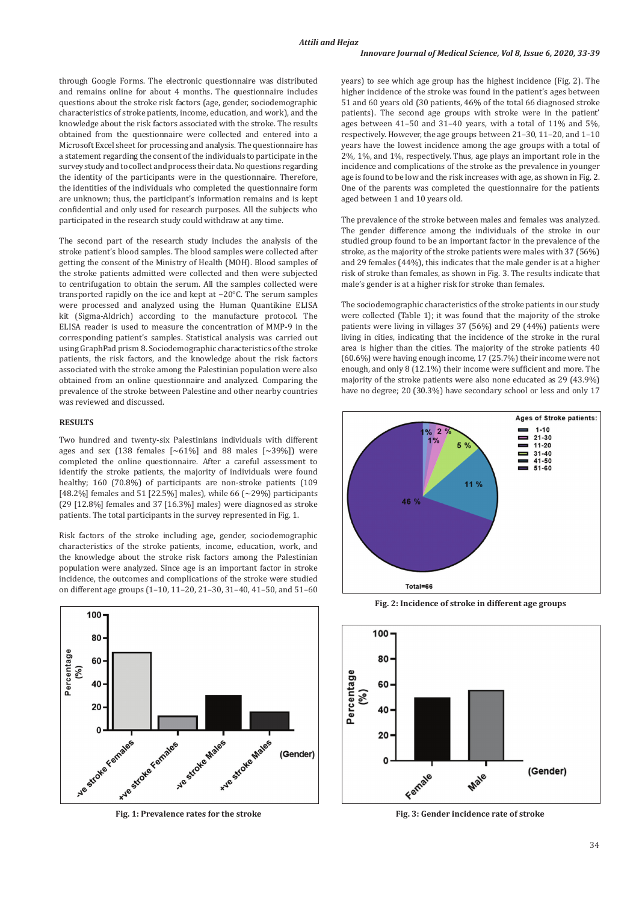through Google Forms. The electronic questionnaire was distributed and remains online for about 4 months. The questionnaire includes questions about the stroke risk factors (age, gender, sociodemographic characteristics of stroke patients, income, education, and work), and the knowledge about the risk factors associated with the stroke. The results obtained from the questionnaire were collected and entered into a Microsoft Excel sheet for processing and analysis. The questionnaire has a statement regarding the consent of the individuals to participate in the survey study and to collect and process their data. No questions regarding the identity of the participants were in the questionnaire. Therefore, the identities of the individuals who completed the questionnaire form are unknown; thus, the participant's information remains and is kept confidential and only used for research purposes. All the subjects who participated in the research study could withdraw at any time.

The second part of the research study includes the analysis of the stroke patient's blood samples. The blood samples were collected after getting the consent of the Ministry of Health (MOH). Blood samples of the stroke patients admitted were collected and then were subjected to centrifugation to obtain the serum. All the samples collected were transported rapidly on the ice and kept at −20°C. The serum samples were processed and analyzed using the Human Quantikine ELISA kit (Sigma-Aldrich) according to the manufacture protocol. The ELISA reader is used to measure the concentration of MMP-9 in the corresponding patient's samples. Statistical analysis was carried out using GraphPad prism 8. Sociodemographic characteristics of the stroke patients, the risk factors, and the knowledge about the risk factors associated with the stroke among the Palestinian population were also obtained from an online questionnaire and analyzed. Comparing the prevalence of the stroke between Palestine and other nearby countries was reviewed and discussed.

## RESULTS

Two hundred and twenty-six Palestinians individuals with different ages and sex (138 females [~61%] and 88 males [~39%]) were completed the online questionnaire. After a careful assessment to identify the stroke patients, the majority of individuals were found healthy; 160 (70.8%) of participants are non-stroke patients (109 [48.2%] females and 51 [22.5%] males), while 66 (~29%) participants (29 [12.8%] females and 37 [16.3%] males) were diagnosed as stroke patients. The total participants in the survey represented in Fig. 1.

Risk factors of the stroke including age, gender, sociodemographic characteristics of the stroke patients, income, education, work, and the knowledge about the stroke risk factors among the Palestinian population were analyzed. Since age is an important factor in stroke incidence, the outcomes and complications of the stroke were studied on different age groups (1–10, 11–20, 21–30, 31–40, 41–50, and 51–60 years) to see which age group has the highest incidence (Fig. 2). The higher incidence of the stroke was found in the patient's ages between 51 and 60 years old (30 patients, 46% of the total 66 diagnosed stroke patients). The second age groups with stroke were in the patient' ages between 41–50 and 31–40 years, with a total of 11% and 5%, respectively. However, the age groups between 21–30, 11–20, and 1–10 years have the lowest incidence among the age groups with a total of 2%, 1%, and 1%, respectively. Thus, age plays an important role in the incidence and complications of the stroke as the prevalence in younger age is found to be low and the risk increases with age, as shown in Fig. 2. One of the parents was completed the questionnaire for the patients aged between 1 and 10 years old.

Fig. 1: Prevalence rates for the stroke

Fig. 2: Incidence of stroke in different age groups

The prevalence of the stroke between males and females was analyzed. The gender difference among the individuals of the stroke in our studied group found to be an important factor in the prevalence of the stroke, as the majority of the stroke patients were males with 37 (56%) and 29 females (44%), this indicates that the male gender is at a higher risk of stroke than females, as shown in Fig. 3. The results indicate that male's gender is at a higher risk for stroke than females.

The sociodemographic characteristics of the stroke patients in our study were collected (Table 1); it was found that the majority of the stroke patients were living in villages 37 (56%) and 29 (44%) patients were living in cities, indicating that the incidence of the stroke in the rural area is higher than the cities. The majority of the stroke patients 40 (60.6%) were having enough income, 17 (25.7%) their income were not enough, and only 8 (12.1%) their income were sufficient and more. The majority of the stroke patients were also none educated as 29 (43.9%) have no degree; 20 (30.3%) have secondary school or less and only 17

Fig. 3: Gender incidence rate of stroke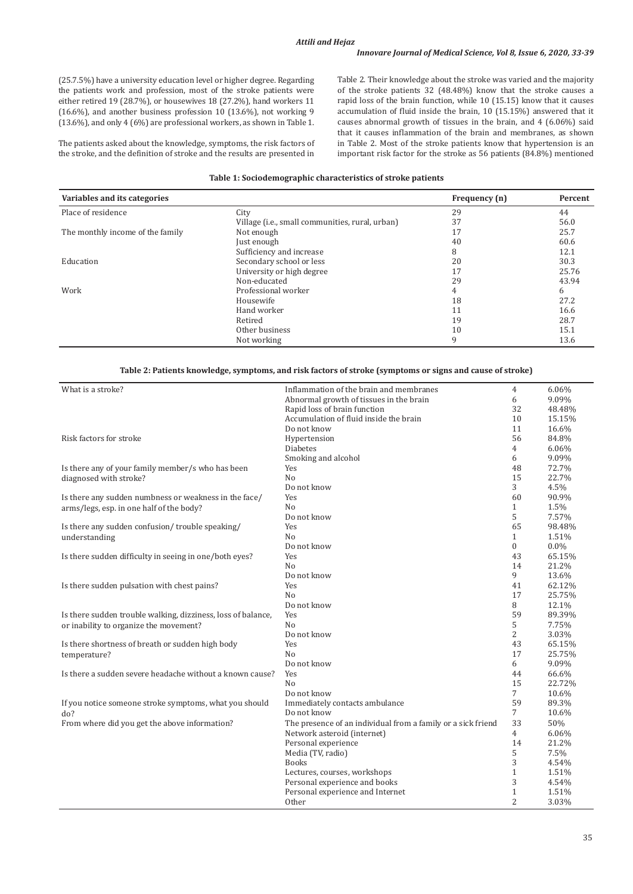(25.7.5%) have a university education level or higher degree. Regarding the patients work and profession, most of the stroke patients were either retired 19 (28.7%), or housewives 18 (27.2%), hand workers 11 (16.6%), and another business profession 10 (13.6%), not working 9 (13.6%), and only 4 (6%) are professional workers, as shown in Table 1.

The patients asked about the knowledge, symptoms, the risk factors of the stroke, and the definition of stroke and the results are presented in Table 2. Their knowledge about the stroke was varied and the majority of the stroke patients 32 (48.48%) know that the stroke causes a rapid loss of the brain function, while 10 (15.15) know that it causes accumulation of fluid inside the brain, 10 (15.15%) answered that it causes abnormal growth of tissues in the brain, and 4 (6.06%) said that it causes inflammation of the brain and membranes, as shown in Table 2. Most of the stroke patients know that hypertension is an important risk factor for the stroke as 56 patients (84.8%) mentioned

**Table 1: Sociodemographic characteristics of stroke patients**

| Variables and its categories | | Frequency (n) | Percent |
|---|---|---|---|
| Place of residence | City | 29 | 44 |
| | Village (i.e., small communities, rural, urban) | 37 | 56.0 |
| The monthly income of the family | Not enough | 17 | 25.7 |
| | Just enough | 40 | 60.6 |
| | Sufficiency and increase | 8 | 12.1 |
| Education | Secondary school or less | 20 | 30.3 |
| | University or high degree | 17 | 25.76 |
| | Non-educated | 29 | 43.94 |
| Work | Professional worker | 4 | 6 |
| | Housewife | 18 | 27.2 |
| | Hand worker | 11 | 16.6 |
| | Retired | 19 | 28.7 |
| | Other business | 10 | 15.1 |
| | Not working | 9 | 13.6 |

**Table 2: Patients knowledge, symptoms, and risk factors of stroke (symptoms or signs and cause of stroke)**

| | | | |
|---|---|---|---|
| What is a stroke? | Inflammation of the brain and membranes | 4 | 6.06% |
| | Abnormal growth of tissues in the brain | 6 | 9.09% |
| | Rapid loss of brain function | 32 | 48.48% |
| | Accumulation of fluid inside the brain | 10 | 15.15% |
| | Do not know | 11 | 16.6% |
| Risk factors for stroke | Hypertension | 56 | 84.8% |
| | Diabetes | 4 | 6.06% |
| | Smoking and alcohol | 6 | 9.09% |
| Is there any of your family member/s who has been diagnosed with stroke? | Yes | 48 | 72.7% |
| | No | 15 | 22.7% |
| | Do not know | 3 | 4.5% |
| Is there any sudden numbness or weakness in the face/arms/legs, esp. in one half of the body? | Yes | 60 | 90.9% |
| | No | 1 | 1.5% |
| | Do not know | 5 | 7.57% |
| Is there any sudden confusion/ trouble speaking/ understanding | Yes | 65 | 98.48% |
| | No | 1 | 1.51% |
| | Do not know | 0 | 0.0% |
| Is there sudden difficulty in seeing in one/both eyes? | Yes | 43 | 65.15% |
| | No | 14 | 21.2% |
| | Do not know | 9 | 13.6% |
| Is there sudden pulsation with chest pains? | Yes | 41 | 62.12% |
| | No | 17 | 25.75% |
| | Do not know | 8 | 12.1% |
| Is there sudden trouble walking, dizziness, loss of balance, or inability to organize the movement? | Yes | 59 | 89.39% |
| | No | 5 | 7.75% |
| | Do not know | 2 | 3.03% |
| Is there shortness of breath or sudden high body temperature? | Yes | 43 | 65.15% |
| | No | 17 | 25.75% |
| | Do not know | 6 | 9.09% |
| Is there a sudden severe headache without a known cause? | Yes | 44 | 66.6% |
| | No | 15 | 22.72% |
| | Do not know | 7 | 10.6% |
| If you notice someone stroke symptoms, what you should do? | Immediately contacts ambulance | 59 | 89.3% |
| | Do not know | 7 | 10.6% |
| From where did you get the above information? | The presence of an individual from a family or a sick friend | 33 | 50% |
| | Network asteroid (internet) | 4 | 6.06% |
| | Personal experience | 14 | 21.2% |
| | Media (TV, radio) | 5 | 7.5% |
| | Books | 3 | 4.54% |
| | Lectures, courses, workshops | 1 | 1.51% |
| | Personal experience and books | 3 | 4.54% |
| | Personal experience and Internet | 1 | 1.51% |
| | Other | 2 | 3.03% |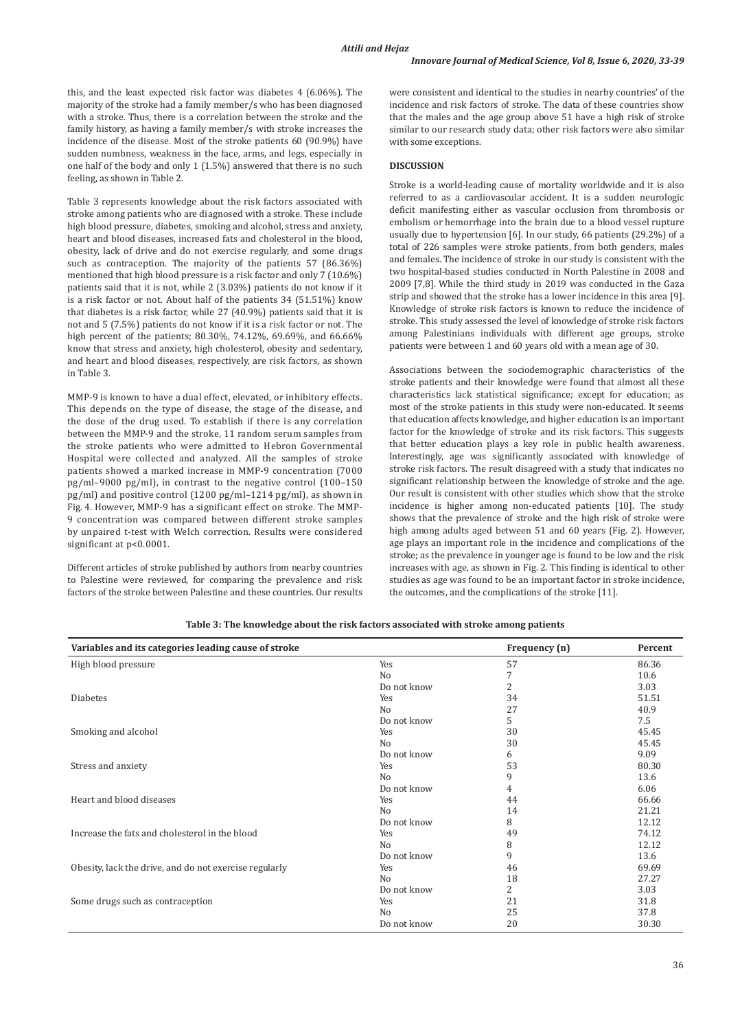this, and the least expected risk factor was diabetes 4 (6.06%). The majority of the stroke had a family member/s who has been diagnosed with a stroke. Thus, there is a correlation between the stroke and the family history, as having a family member/s with stroke increases the incidence of the disease. Most of the stroke patients 60 (90.9%) have sudden numbness, weakness in the face, arms, and legs, especially in one half of the body and only 1 (1.5%) answered that there is no such feeling, as shown in Table 2.

Table 3 represents knowledge about the risk factors associated with stroke among patients who are diagnosed with a stroke. These include high blood pressure, diabetes, smoking and alcohol, stress and anxiety, heart and blood diseases, increased fats and cholesterol in the blood, obesity, lack of drive and do not exercise regularly, and some drugs such as contraception. The majority of the patients 57 (86.36%) mentioned that high blood pressure is a risk factor and only 7 (10.6%) patients said that it is not, while 2 (3.03%) patients do not know if it is a risk factor or not. About half of the patients 34 (51.51%) know that diabetes is a risk factor, while 27 (40.9%) patients said that it is not and 5 (7.5%) patients do not know if it is a risk factor or not. The high percent of the patients; 80.30%, 74.12%, 69.69%, and 66.66% know that stress and anxiety, high cholesterol, obesity and sedentary, and heart and blood diseases, respectively, are risk factors, as shown in Table 3.

MMP-9 is known to have a dual effect, elevated, or inhibitory effects. This depends on the type of disease, the stage of the disease, and the dose of the drug used. To establish if there is any correlation between the MMP-9 and the stroke, 11 random serum samples from the stroke patients who were admitted to Hebron Governmental Hospital were collected and analyzed. All the samples of stroke patients showed a marked increase in MMP-9 concentration (7000 pg/ml–9000 pg/ml), in contrast to the negative control (100–150 pg/ml) and positive control (1200 pg/ml–1214 pg/ml), as shown in Fig. 4. However, MMP-9 has a significant effect on stroke. The MMP-9 concentration was compared between different stroke samples by unpaired t-test with Welch correction. Results were considered significant at $p<0.0001$.

Different articles of stroke published by authors from nearby countries to Palestine were reviewed, for comparing the prevalence and risk factors of the stroke between Palestine and these countries. Our results were consistent and identical to the studies in nearby countries' of the incidence and risk factors of stroke. The data of these countries show that the males and the age group above 51 have a high risk of stroke similar to our research study data; other risk factors were also similar with some exceptions.

## DISCUSSION

Stroke is a world-leading cause of mortality worldwide and it is also referred to as a cardiovascular accident. It is a sudden neurologic deficit manifesting either as vascular occlusion from thrombosis or embolism or hemorrhage into the brain due to a blood vessel rupture usually due to hypertension [6]. In our study, 66 patients (29.2%) of a total of 226 samples were stroke patients, from both genders, males and females. The incidence of stroke in our study is consistent with the two hospital-based studies conducted in North Palestine in 2008 and 2009 [7,8]. While the third study in 2019 was conducted in the Gaza strip and showed that the stroke has a lower incidence in this area [9]. Knowledge of stroke risk factors is known to reduce the incidence of stroke. This study assessed the level of knowledge of stroke risk factors among Palestinians individuals with different age groups, stroke patients were between 1 and 60 years old with a mean age of 30.

Associations between the sociodemographic characteristics of the stroke patients and their knowledge were found that almost all these characteristics lack statistical significance; except for education; as most of the stroke patients in this study were non-educated. It seems that education affects knowledge, and higher education is an important factor for the knowledge of stroke and its risk factors. This suggests that better education plays a key role in public health awareness. Interestingly, age was significantly associated with knowledge of stroke risk factors. The result disagreed with a study that indicates no significant relationship between the knowledge of stroke and the age. Our result is consistent with other studies which show that the stroke incidence is higher among non-educated patients [10]. The study shows that the prevalence of stroke and the high risk of stroke were high among adults aged between 51 and 60 years (Fig. 2). However, age plays an important role in the incidence and complications of the stroke; as the prevalence in younger age is found to be low and the risk increases with age, as shown in Fig. 2. This finding is identical to other studies as age was found to be an important factor in stroke incidence, the outcomes, and the complications of the stroke [11].

**Table 3: The knowledge about the risk factors associated with stroke among patients**

| Variables and its categories leading cause of stroke | | Frequency (n) | Percent |
|---|---|---|---|
| High blood pressure | Yes | 57 | 86.36 |
| | No | 7 | 10.6 |
| | Do not know | 2 | 3.03 |
| Diabetes | Yes | 34 | 51.51 |
| | No | 27 | 40.9 |
| | Do not know | 5 | 7.5 |
| Smoking and alcohol | Yes | 30 | 45.45 |
| | No | 30 | 45.45 |
| | Do not know | 6 | 9.09 |
| Stress and anxiety | Yes | 53 | 80.30 |
| | No | 9 | 13.6 |
| | Do not know | 4 | 6.06 |
| Heart and blood diseases | Yes | 44 | 66.66 |
| | No | 14 | 21.21 |
| | Do not know | 8 | 12.12 |
| Increase the fats and cholesterol in the blood | Yes | 49 | 74.12 |
| | No | 8 | 12.12 |
| | Do not know | 9 | 13.6 |
| Obesity, lack the drive, and do not exercise regularly | Yes | 46 | 69.69 |
| | No | 18 | 27.27 |
| | Do not know | 2 | 3.03 |
| Some drugs such as contraception | Yes | 21 | 31.8 |
| | No | 25 | 37.8 |
| | Do not know | 20 | 30.30 |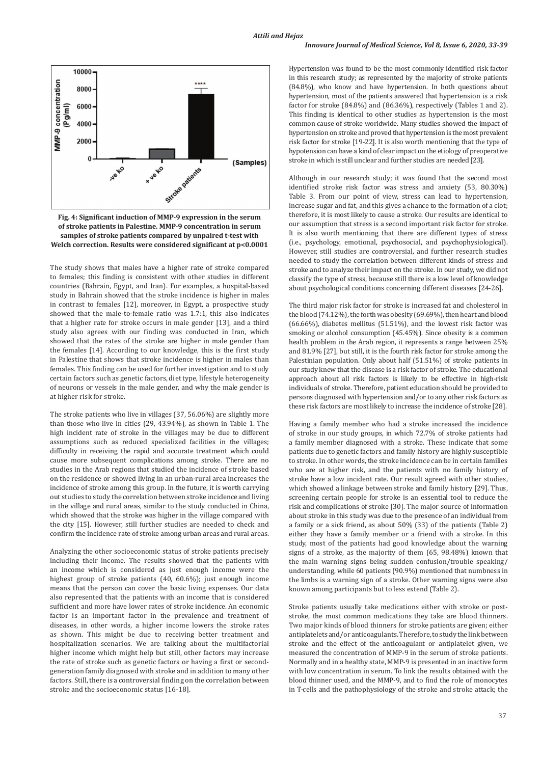**Fig. 4: Significant induction of MMP-9 expression in the serum of stroke patients in Palestine. MMP-9 concentration in serum samples of stroke patients compared by unpaired t-test with Welch correction. Results were considered significant at p<0.0001**

The study shows that males have a higher rate of stroke compared to females; this finding is consistent with other studies in different countries (Bahrain, Egypt, and Iran). For examples, a hospital-based study in Bahrain showed that the stroke incidence is higher in males in contrast to females [12], moreover, in Egypt, a prospective study showed that the male-to-female ratio was 1.7:1, this also indicates that a higher rate for stroke occurs in male gender [13], and a third study also agrees with our finding was conducted in Iran, which showed that the rates of the stroke are higher in male gender than the females [14]. According to our knowledge, this is the first study in Palestine that shows that stroke incidence is higher in males than females. This finding can be used for further investigation and to study certain factors such as genetic factors, diet type, lifestyle heterogeneity of neurons or vessels in the male gender, and why the male gender is at higher risk for stroke.

The stroke patients who live in villages (37, 56.06%) are slightly more than those who live in cities (29, 43.94%), as shown in Table 1. The high incident rate of stroke in the villages may be due to different assumptions such as reduced specialized facilities in the villages; difficulty in receiving the rapid and accurate treatment which could cause more subsequent complications among stroke. There are no studies in the Arab regions that studied the incidence of stroke based on the residence or showed living in an urban-rural area increases the incidence of stroke among this group. In the future, it is worth carrying out studies to study the correlation between stroke incidence and living in the village and rural areas, similar to the study conducted in China, which showed that the stroke was higher in the village compared with the city [15]. However, still further studies are needed to check and confirm the incidence rate of stroke among urban areas and rural areas.

Analyzing the other socioeconomic status of stroke patients precisely including their income. The results showed that the patients with an income which is considered as just enough income were the highest group of stroke patients (40, 60.6%); just enough income means that the person can cover the basic living expenses. Our data also represented that the patients with an income that is considered sufficient and more have lower rates of stroke incidence. An economic factor is an important factor in the prevalence and treatment of diseases, in other words, a higher income lowers the stroke rates as shown. This might be due to receiving better treatment and hospitalization scenarios. We are talking about the multifactorial higher income which might help but still, other factors may increase the rate of stroke such as genetic factors or having a first or second-generation family diagnosed with stroke and in addition to many other factors. Still, there is a controversial finding on the correlation between stroke and the socioeconomic status [16-18].

Hypertension was found to be the most commonly identified risk factor in this research study; as represented by the majority of stroke patients (84.8%), who know and have hypertension. In both questions about hypertension, most of the patients answered that hypertension is a risk factor for stroke (84.8%) and (86.36%), respectively (Tables 1 and 2). This finding is identical to other studies as hypertension is the most common cause of stroke worldwide. Many studies showed the impact of hypertension on stroke and proved that hypertension is the most prevalent risk factor for stroke [19-22]. It is also worth mentioning that the type of hypotension can have a kind of clear impact on the etiology of preoperative stroke in which is still unclear and further studies are needed [23].

Although in our research study; it was found that the second most identified stroke risk factor was stress and anxiety (53, 80.30%) Table 3. From our point of view, stress can lead to hypertension, increase sugar and fat, and this gives a chance to the formation of a clot; therefore, it is most likely to cause a stroke. Our results are identical to our assumption that stress is a second important risk factor for stroke. It is also worth mentioning that there are different types of stress (i.e., psychology, emotional, psychosocial, and psychophysiological). However, still studies are controversial, and further research studies needed to study the correlation between different kinds of stress and stroke and to analyze their impact on the stroke. In our study, we did not classify the type of stress, because still there is a low level of knowledge about psychological conditions concerning different diseases [24-26].

The third major risk factor for stroke is increased fat and cholesterol in the blood (74.12%), the forth was obesity (69.69%), then heart and blood (66.66%), diabetes mellitus (51.51%), and the lowest risk factor was smoking or alcohol consumption (45.45%). Since obesity is a common health problem in the Arab region, it represents a range between 25% and 81.9% [27], but still, it is the fourth risk factor for stroke among the Palestinian population. Only about half (51.51%) of stroke patients in our study knew that the disease is a risk factor of stroke. The educational approach about all risk factors is likely to be effective in high-risk individuals of stroke. Therefore, patient education should be provided to persons diagnosed with hypertension and/or to any other risk factors as these risk factors are most likely to increase the incidence of stroke [28].

Having a family member who had a stroke increased the incidence of stroke in our study groups, in which 72.7% of stroke patients had a family member diagnosed with a stroke. These indicate that some patients due to genetic factors and family history are highly susceptible to stroke. In other words, the stroke incidence can be in certain families who are at higher risk, and the patients with no family history of stroke have a low incident rate. Our result agreed with other studies, which showed a linkage between stroke and family history [29]. Thus, screening certain people for stroke is an essential tool to reduce the risk and complications of stroke [30]. The major source of information about stroke in this study was due to the presence of an individual from a family or a sick friend, as about 50% (33) of the patients (Table 2) either they have a family member or a friend with a stroke. In this study, most of the patients had good knowledge about the warning signs of a stroke, as the majority of them (65, 98.48%) known that the main warning signs being sudden confusion/trouble speaking/understanding, while 60 patients (90.9%) mentioned that numbness in the limbs is a warning sign of a stroke. Other warning signs were also known among participants but to less extend (Table 2).

Stroke patients usually take medications either with stroke or post-stroke, the most common medications they take are blood thinners. Two major kinds of blood thinners for stroke patients are given; either antiplatelets and/or anticoagulants. Therefore, to study the link between stroke and the effect of the anticoagulant or antiplatelet given, we measured the concentration of MMP-9 in the serum of stroke patients. Normally and in a healthy state, MMP-9 is presented in an inactive form with low concentration in serum. To link the results obtained with the blood thinner used, and the MMP-9, and to find the role of monocytes in T-cells and the pathophysiology of the stroke and stroke attack; the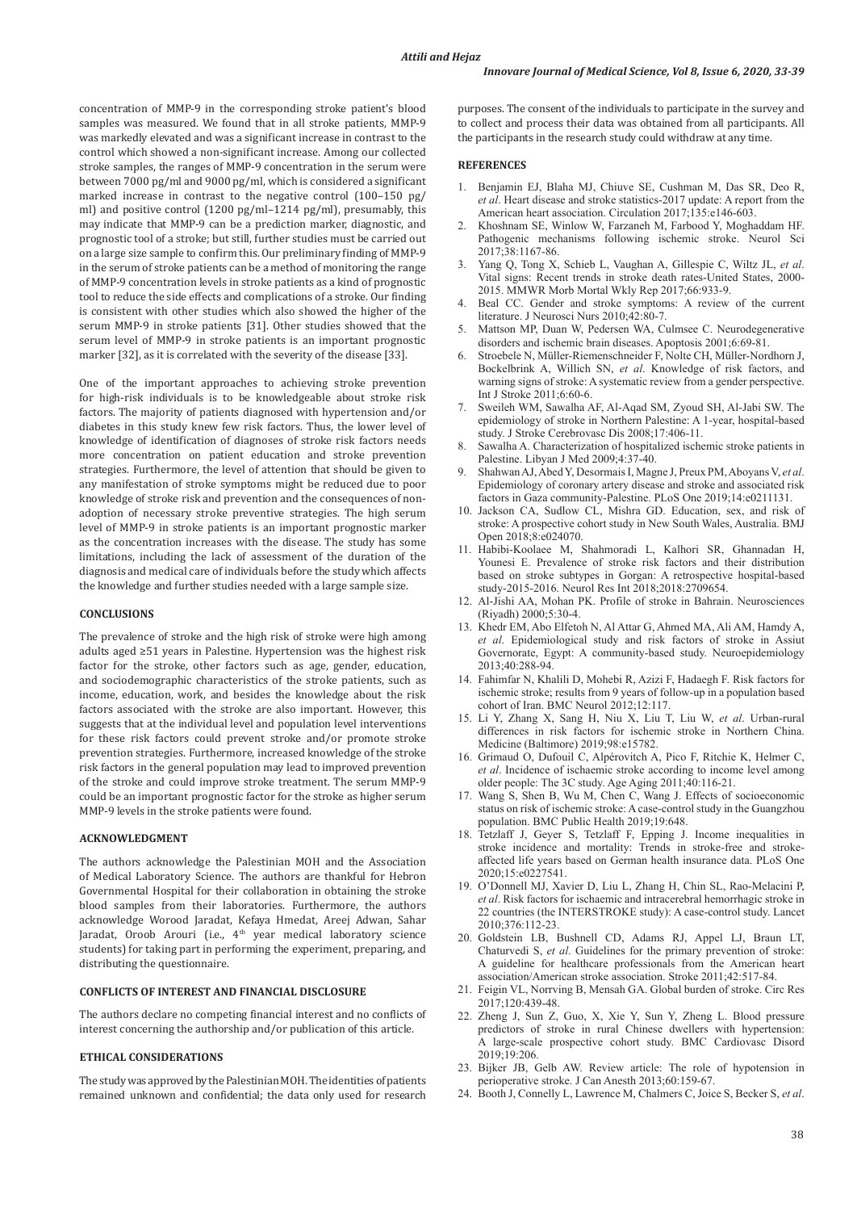concentration of MMP-9 in the corresponding stroke patient's blood samples was measured. We found that in all stroke patients, MMP-9 was markedly elevated and was a significant increase in contrast to the control which showed a non-significant increase. Among our collected stroke samples, the ranges of MMP-9 concentration in the serum were between 7000 pg/ml and 9000 pg/ml, which is considered a significant marked increase in contrast to the negative control (100–150 pg/ml) and positive control (1200 pg/ml–1214 pg/ml), presumably, this may indicate that MMP-9 can be a prediction marker, diagnostic, and prognostic tool of a stroke; but still, further studies must be carried out on a large size sample to confirm this. Our preliminary finding of MMP-9 in the serum of stroke patients can be a method of monitoring the range of MMP-9 concentration levels in stroke patients as a kind of prognostic tool to reduce the side effects and complications of a stroke. Our finding is consistent with other studies which also showed the higher of the serum MMP-9 in stroke patients [31]. Other studies showed that the serum level of MMP-9 in stroke patients is an important prognostic marker [32], as it is correlated with the severity of the disease [33].

One of the important approaches to achieving stroke prevention for high-risk individuals is to be knowledgeable about stroke risk factors. The majority of patients diagnosed with hypertension and/or diabetes in this study knew few risk factors. Thus, the lower level of knowledge of identification of diagnoses of stroke risk factors needs more concentration on patient education and stroke prevention strategies. Furthermore, the level of attention that should be given to any manifestation of stroke symptoms might be reduced due to poor knowledge of stroke risk and prevention and the consequences of non-adoption of necessary stroke preventive strategies. The high serum level of MMP-9 in stroke patients is an important prognostic marker as the concentration increases with the disease. The study has some limitations, including the lack of assessment of the duration of the diagnosis and medical care of individuals before the study which affects the knowledge and further studies needed with a large sample size.

## CONCLUSIONS

The prevalence of stroke and the high risk of stroke were high among adults aged ≥51 years in Palestine. Hypertension was the highest risk factor for the stroke, other factors such as age, gender, education, and sociodemographic characteristics of the stroke patients, such as income, education, work, and besides the knowledge about the risk factors associated with the stroke are also important. However, this suggests that at the individual level and population level interventions for these risk factors could prevent stroke and/or promote stroke prevention strategies. Furthermore, increased knowledge of the stroke risk factors in the general population may lead to improved prevention of the stroke and could improve stroke treatment. The serum MMP-9 could be an important prognostic factor for the stroke as higher serum MMP-9 levels in the stroke patients were found.

## ACKNOWLEDGMENT

The authors acknowledge the Palestinian MOH and the Association of Medical Laboratory Science. The authors are thankful for Hebron Governmental Hospital for their collaboration in obtaining the stroke blood samples from their laboratories. Furthermore, the authors acknowledge Worood Jaradat, Kefaya Hmedat, Areej Adwan, Sahar Jaradat, Oroob Arouri (i.e., 4th year medical laboratory science students) for taking part in performing the experiment, preparing, and distributing the questionnaire.

## CONFLICTS OF INTEREST AND FINANCIAL DISCLOSURE

The authors declare no competing financial interest and no conflicts of interest concerning the authorship and/or publication of this article.

## ETHICAL CONSIDERATIONS

The study was approved by the Palestinian MOH. The identities of patients remained unknown and confidential; the data only used for research purposes. The consent of the individuals to participate in the survey and to collect and process their data was obtained from all participants. All the participants in the research study could withdraw at any time.

## REFERENCES

1. Benjamin EJ, Blaha MJ, Chiuve SE, Cushman M, Das SR, Deo R, *et al*. Heart disease and stroke statistics-2017 update: A report from the American heart association. Circulation 2017;135:e146-603.
2. Khoshnam SE, Winlow W, Farzaneh M, Farbood Y, Moghaddam HF. Pathogenic mechanisms following ischemic stroke. Neurol Sci 2017;38:1167-86.
3. Yang Q, Tong X, Schieb L, Vaughan A, Gillespie C, Wiltz JL, *et al*. Vital signs: Recent trends in stroke death rates-United States, 2000-2015. MMWR Morb Mortal Wkly Rep 2017;66:933-9.
4. Beal CC. Gender and stroke symptoms: A review of the current literature. J Neurosci Nurs 2010;42:80-7.
5. Mattson MP, Duan W, Pedersen WA, Culmsee C. Neurodegenerative disorders and ischemic brain diseases. Apoptosis 2001;6:69-81.
6. Stroebele N, Müller-Riemenschneider F, Nolte CH, Müller-Nordhorn J, Bockelbrink A, Willich SN, *et al*. Knowledge of risk factors, and warning signs of stroke: A systematic review from a gender perspective. Int J Stroke 2011;6:60-6.
7. Sweileh WM, Sawalha AF, Al-Aqad SM, Zyoud SH, Al-Jabi SW. The epidemiology of stroke in Northern Palestine: A 1-year, hospital-based study. J Stroke Cerebrovasc Dis 2008;17:406-11.
8. Sawalha A. Characterization of hospitalized ischemic stroke patients in Palestine. Libyan J Med 2009;4:37-40.
9. Shahwan AJ, Abed Y, Desormais I, Magne J, Preux PM, Aboyans V, *et al*. Epidemiology of coronary artery disease and stroke and associated risk factors in Gaza community-Palestine. PLoS One 2019;14:e0211131.
10. Jackson CA, Sudlow CL, Mishra GD. Education, sex, and risk of stroke: A prospective cohort study in New South Wales, Australia. BMJ Open 2018;8:e024070.
11. Habibi-Koolaee M, Shahmoradi L, Kalhori SR, Ghannadan H, Younesi E. Prevalence of stroke risk factors and their distribution based on stroke subtypes in Gorgan: A retrospective hospital-based study-2015-2016. Neurol Res Int 2018;2018:2709654.
12. Al-Jishi AA, Mohan PK. Profile of stroke in Bahrain. Neurosciences (Riyadh) 2000;5:30-4.
13. Khedr EM, Abo Elfetoh N, Al Attar G, Ahmed MA, Ali AM, Hamdy A, *et al*. Epidemiological study and risk factors of stroke in Assiut Governorate, Egypt: A community-based study. Neuroepidemiology 2013;40:288-94.
14. Fahimfar N, Khalili D, Mohebi R, Azizi F, Hadaegh F. Risk factors for ischemic stroke; results from 9 years of follow-up in a population based cohort of Iran. BMC Neurol 2012;12:117.
15. Li Y, Zhang X, Sang H, Niu X, Liu T, Liu W, *et al*. Urban-rural differences in risk factors for ischemic stroke in Northern China. Medicine (Baltimore) 2019;98:e15782.
16. Grimaud O, Dufouil C, Alpérovitch A, Pico F, Ritchie K, Helmer C, *et al*. Incidence of ischaemic stroke according to income level among older people: The 3C study. Age Aging 2011;40:116-21.
17. Wang S, Shen B, Wu M, Chen C, Wang J. Effects of socioeconomic status on risk of ischemic stroke: A case-control study in the Guangzhou population. BMC Public Health 2019;19:648.
18. Tetzlaff J, Geyer S, Tetzlaff F, Epping J. Income inequalities in stroke incidence and mortality: Trends in stroke-free and stroke-affected life years based on German health insurance data. PLoS One 2020;15:e0227541.
19. O'Donnell MJ, Xavier D, Liu L, Zhang H, Chin SL, Rao-Melacini P, *et al*. Risk factors for ischaemic and intracerebral hemorrhagic stroke in 22 countries (the INTERSTROKE study): A case-control study. Lancet 2010;376:112-23.
20. Goldstein LB, Bushnell CD, Adams RJ, Appel LJ, Braun LT, Chaturvedi S, *et al*. Guidelines for the primary prevention of stroke: A guideline for healthcare professionals from the American heart association/American stroke association. Stroke 2011;42:517-84.
21. Feigin VL, Norrving B, Mensah GA. Global burden of stroke. Circ Res 2017;120:439-48.
22. Zheng J, Sun Z, Guo, X, Xie Y, Sun Y, Zheng L. Blood pressure predictors of stroke in rural Chinese dwellers with hypertension: A large-scale prospective cohort study. BMC Cardiovasc Disord 2019;19:206.
23. Bijker JB, Gelb AW. Review article: The role of hypotension in perioperative stroke. J Can Anesth 2013;60:159-67.
24. Booth J, Connelly L, Lawrence M, Chalmers C, Joice S, Becker S, *et al*.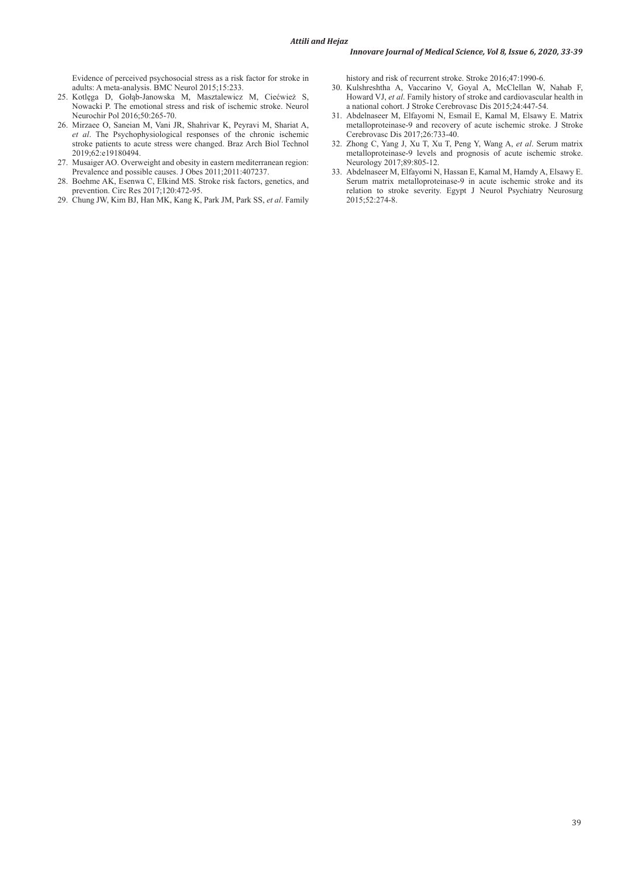Evidence of perceived psychosocial stress as a risk factor for stroke in adults: A meta-analysis. BMC Neurol 2015;15:233.

25. Kotlęga D, Gołąb-Janowska M, Masztalewicz M, Ciećwież S, Nowacki P. The emotional stress and risk of ischemic stroke. Neurol Neurochir Pol 2016;50:265-70.
26. Mirzaee O, Saneian M, Vani JR, Shahrivar K, Peyravi M, Shariat A, *et al*. The Psychophysiological responses of the chronic ischemic stroke patients to acute stress were changed. Braz Arch Biol Technol 2019;62:e19180494.
27. Musaiger AO. Overweight and obesity in eastern mediterranean region: Prevalence and possible causes. J Obes 2011;2011:407237.
28. Boehme AK, Esenwa C, Elkind MS. Stroke risk factors, genetics, and prevention. Circ Res 2017;120:472-95.
29. Chung JW, Kim BJ, Han MK, Kang K, Park JM, Park SS, *et al*. Family history and risk of recurrent stroke. Stroke 2016;47:1990-6.
30. Kulshreshtha A, Vaccarino V, Goyal A, McClellan W, Nahab F, Howard VJ, *et al*. Family history of stroke and cardiovascular health in a national cohort. J Stroke Cerebrovasc Dis 2015;24:447-54.
31. Abdelnaseer M, Elfayomi N, Esmail E, Kamal M, Elsawy E. Matrix metalloproteinase-9 and recovery of acute ischemic stroke. J Stroke Cerebrovasc Dis 2017;26:733-40.
32. Zhong C, Yang J, Xu T, Xu T, Peng Y, Wang A, *et al*. Serum matrix metalloproteinase-9 levels and prognosis of acute ischemic stroke. Neurology 2017;89:805-12.
33. Abdelnaseer M, Elfayomi N, Hassan E, Kamal M, Hamdy A, Elsawy E. Serum matrix metalloproteinase-9 in acute ischemic stroke and its relation to stroke severity. Egypt J Neurol Psychiatry Neurosurg 2015;52:274-8.